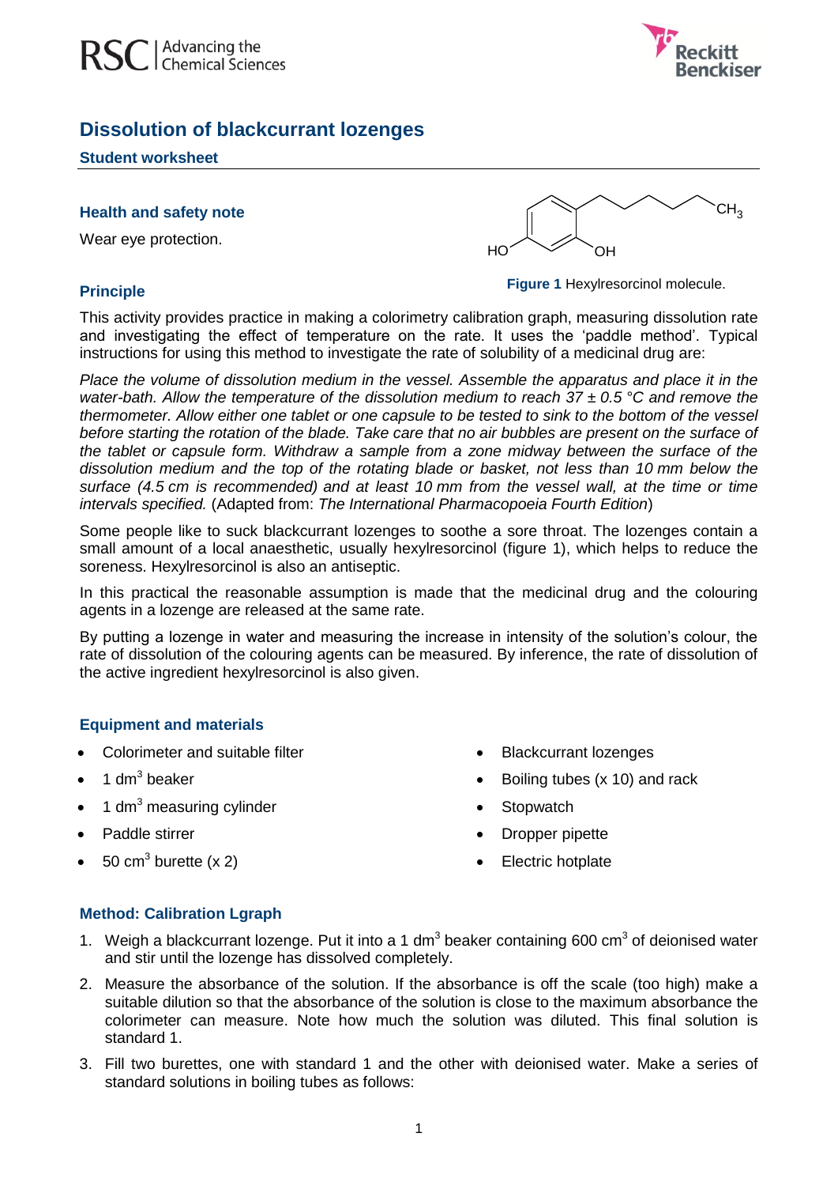# Dissolution of blackcurrant lozenges

## Student worksheet

### Health and safety note

Wear eye protection.

**Figure 1** Hexylresorcinol molecule.

### Principle

This activity provides practice in making a colorimetry calibration graph, measuring dissolution rate and investigating the effect of temperature on the rate. It uses the 'paddle method'. Typical instructions for using this method to investigate the rate of solubility of a medicinal drug are:

*Place the volume of dissolution medium in the vessel. Assemble the apparatus and place it in the water-bath. Allow the temperature of the dissolution medium to reach 37 ± 0.5 °C and remove the thermometer. Allow either one tablet or one capsule to be tested to sink to the bottom of the vessel before starting the rotation of the blade. Take care that no air bubbles are present on the surface of the tablet or capsule form. Withdraw a sample from a zone midway between the surface of the dissolution medium and the top of the rotating blade or basket, not less than 10 mm below the surface (4.5 cm is recommended) and at least 10 mm from the vessel wall, at the time or time intervals specified.* (Adapted from: *The International Pharmacopoeia Fourth Edition*)

Some people like to suck blackcurrant lozenges to soothe a sore throat. The lozenges contain a small amount of a local anaesthetic, usually hexylresorcinol (figure 1), which helps to reduce the soreness. Hexylresorcinol is also an antiseptic.

In this practical the reasonable assumption is made that the medicinal drug and the colouring agents in a lozenge are released at the same rate.

By putting a lozenge in water and measuring the increase in intensity of the solution's colour, the rate of dissolution of the colouring agents can be measured. By inference, the rate of dissolution of the active ingredient hexylresorcinol is also given.

### Equipment and materials

- Colorimeter and suitable filter
- 1 $dm^3$ beaker
- 1 $dm^3$ measuring cylinder
- Paddle stirrer
- 50 $cm^3$ burette (x 2)
- Blackcurrant lozenges
- Boiling tubes (x 10) and rack
- Stopwatch
- Dropper pipette
- Electric hotplate

### Method: Calibration Lgraph

1. Weigh a blackcurrant lozenge. Put it into a 1 $dm^3$ beaker containing 600 $cm^3$ of deionised water and stir until the lozenge has dissolved completely.
2. Measure the absorbance of the solution. If the absorbance is off the scale (too high) make a suitable dilution so that the absorbance of the solution is close to the maximum absorbance the colorimeter can measure. Note how much the solution was diluted. This final solution is standard 1.
3. Fill two burettes, one with standard 1 and the other with deionised water. Make a series of standard solutions in boiling tubes as follows: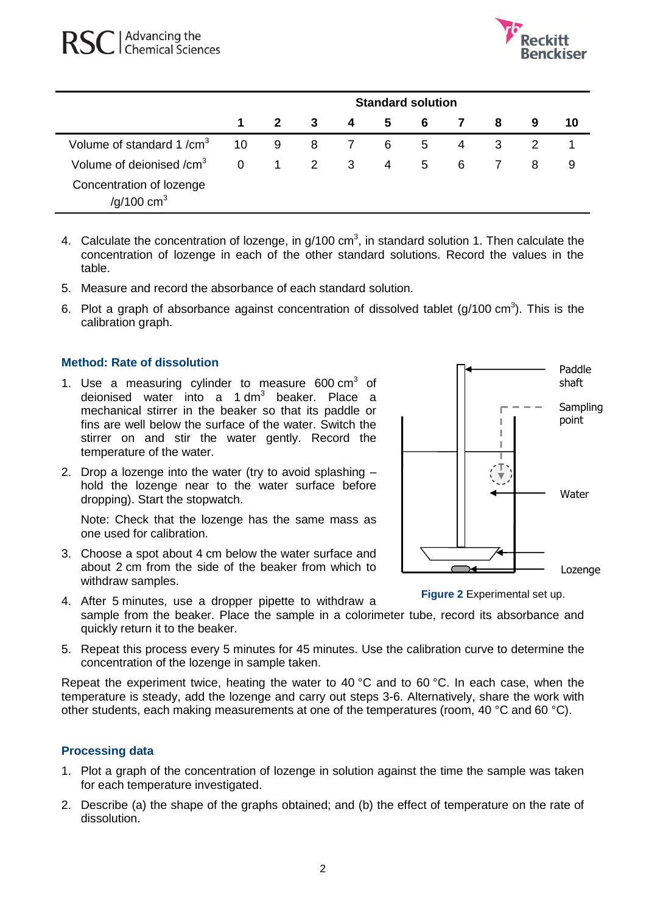| | Standard solution | | | | | | | | | |
|---|---|---|---|---|---|---|---|---|---|---|
| | **1** | **2** | **3** | **4** | **5** | **6** | **7** | **8** | **9** | **10** |
| Volume of standard 1 /$cm^3$ | 10 | 9 | 8 | 7 | 6 | 5 | 4 | 3 | 2 | 1 |
| Volume of deionised /$cm^3$ | 0 | 1 | 2 | 3 | 4 | 5 | 6 | 7 | 8 | 9 |
| Concentration of lozenge /g/100 $cm^3$ | | | | | | | | | | |

4. Calculate the concentration of lozenge, in g/100 $cm^3$, in standard solution 1. Then calculate the concentration of lozenge in each of the other standard solutions. Record the values in the table.
5. Measure and record the absorbance of each standard solution.
6. Plot a graph of absorbance against concentration of dissolved tablet (g/100 $cm^3$). This is the calibration graph.

### Method: Rate of dissolution

1. Use a measuring cylinder to measure 600 $cm^3$ of deionised water into a 1 $dm^3$ beaker. Place a mechanical stirrer in the beaker so that its paddle or fins are well below the surface of the water. Switch the stirrer on and stir the water gently. Record the temperature of the water.
2. Drop a lozenge into the water (try to avoid splashing – hold the lozenge near to the water surface before dropping). Start the stopwatch.

   Note: Check that the lozenge has the same mass as one used for calibration.
3. Choose a spot about 4 cm below the water surface and about 2 cm from the side of the beaker from which to withdraw samples.
4. After 5 minutes, use a dropper pipette to withdraw a sample from the beaker. Place the sample in a colorimeter tube, record its absorbance and quickly return it to the beaker.
5. Repeat this process every 5 minutes for 45 minutes. Use the calibration curve to determine the concentration of the lozenge in sample taken.

Paddle shaft

Sampling point

Water

Lozenge

**Figure 2** Experimental set up.

Repeat the experiment twice, heating the water to 40 °C and to 60 °C. In each case, when the temperature is steady, add the lozenge and carry out steps 3-6. Alternatively, share the work with other students, each making measurements at one of the temperatures (room, 40 °C and 60 °C).

### Processing data

1. Plot a graph of the concentration of lozenge in solution against the time the sample was taken for each temperature investigated.
2. Describe (a) the shape of the graphs obtained; and (b) the effect of temperature on the rate of dissolution.